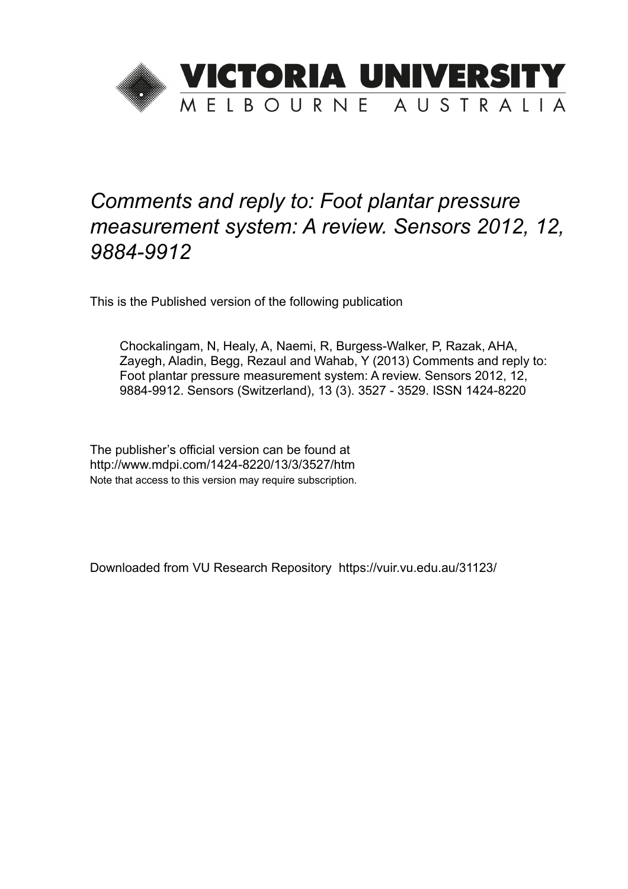# VICTORIA UNIVERSITY

MELBOURNE AUSTRALIA

*Comments and reply to: Foot plantar pressure measurement system: A review. Sensors 2012, 12, 9884-9912*

This is the Published version of the following publication

Chockalingam, N, Healy, A, Naemi, R, Burgess-Walker, P, Razak, AHA, Zayegh, Aladin, Begg, Rezaul and Wahab, Y (2013) Comments and reply to: Foot plantar pressure measurement system: A review. Sensors 2012, 12, 9884-9912. Sensors (Switzerland), 13 (3). 3527 - 3529. ISSN 1424-8220

The publisher's official version can be found at
http://www.mdpi.com/1424-8220/13/3/3527/htm
Note that access to this version may require subscription.

Downloaded from VU Research Repository https://vuir.vu.edu.au/31123/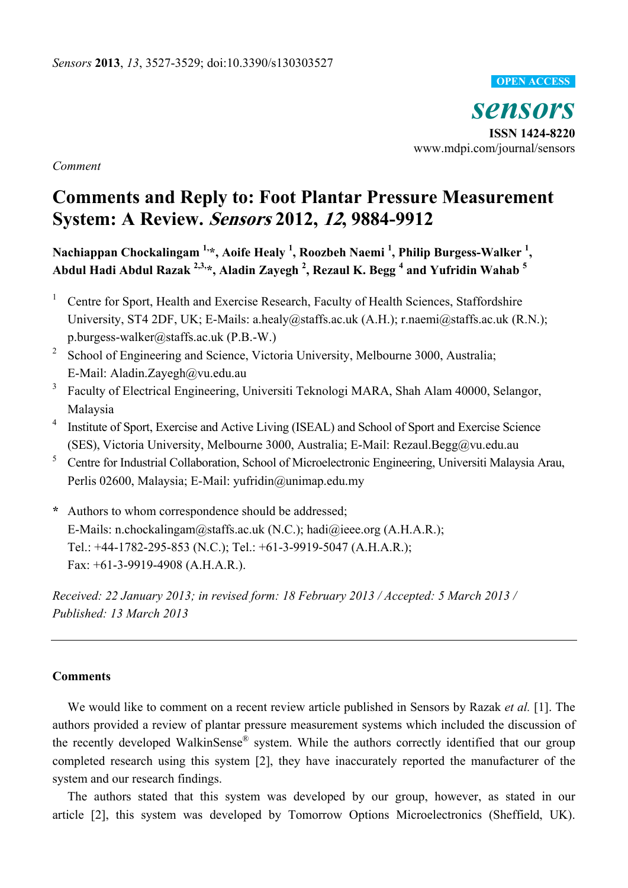*Sensors* **2013**, *13*, 3527-3529; doi:10.3390/s130303527

OPEN ACCESS

**sensors**

**ISSN 1424-8220**

www.mdpi.com/journal/sensors

*Comment*

# Comments and Reply to: Foot Plantar Pressure Measurement System: A Review. *Sensors* 2012, *12*, 9884-9912

**Nachiappan Chockalingam [1,*], Aoife Healy [1], Roozbeh Naemi [1], Philip Burgess-Walker [1], Abdul Hadi Abdul Razak [2,3,*], Aladin Zayegh [2], Rezaul K. Begg [4] and Yufridin Wahab [5]**

[1] Centre for Sport, Health and Exercise Research, Faculty of Health Sciences, Staffordshire University, ST4 2DF, UK; E-Mails: a.healy@staffs.ac.uk (A.H.); r.naemi@staffs.ac.uk (R.N.); p.burgess-walker@staffs.ac.uk (P.B.-W.)

[2] School of Engineering and Science, Victoria University, Melbourne 3000, Australia; E-Mail: Aladin.Zayegh@vu.edu.au

[3] Faculty of Electrical Engineering, Universiti Teknologi MARA, Shah Alam 40000, Selangor, Malaysia

[4] Institute of Sport, Exercise and Active Living (ISEAL) and School of Sport and Exercise Science (SES), Victoria University, Melbourne 3000, Australia; E-Mail: Rezaul.Begg@vu.edu.au

[5] Centre for Industrial Collaboration, School of Microelectronic Engineering, Universiti Malaysia Arau, Perlis 02600, Malaysia; E-Mail: yufridin@unimap.edu.my

**\*** Authors to whom correspondence should be addressed;
E-Mails: n.chockalingam@staffs.ac.uk (N.C.); hadi@ieee.org (A.H.A.R.);
Tel.: +44-1782-295-853 (N.C.); Tel.: +61-3-9919-5047 (A.H.A.R.);
Fax: +61-3-9919-4908 (A.H.A.R.).

*Received: 22 January 2013; in revised form: 18 February 2013 / Accepted: 5 March 2013 / Published: 13 March 2013*

---

## Comments

We would like to comment on a recent review article published in Sensors by Razak *et al.* [1]. The authors provided a review of plantar pressure measurement systems which included the discussion of the recently developed WalkinSense® system. While the authors correctly identified that our group completed research using this system [2], they have inaccurately reported the manufacturer of the system and our research findings.

The authors stated that this system was developed by our group, however, as stated in our article [2], this system was developed by Tomorrow Options Microelectronics (Sheffield, UK).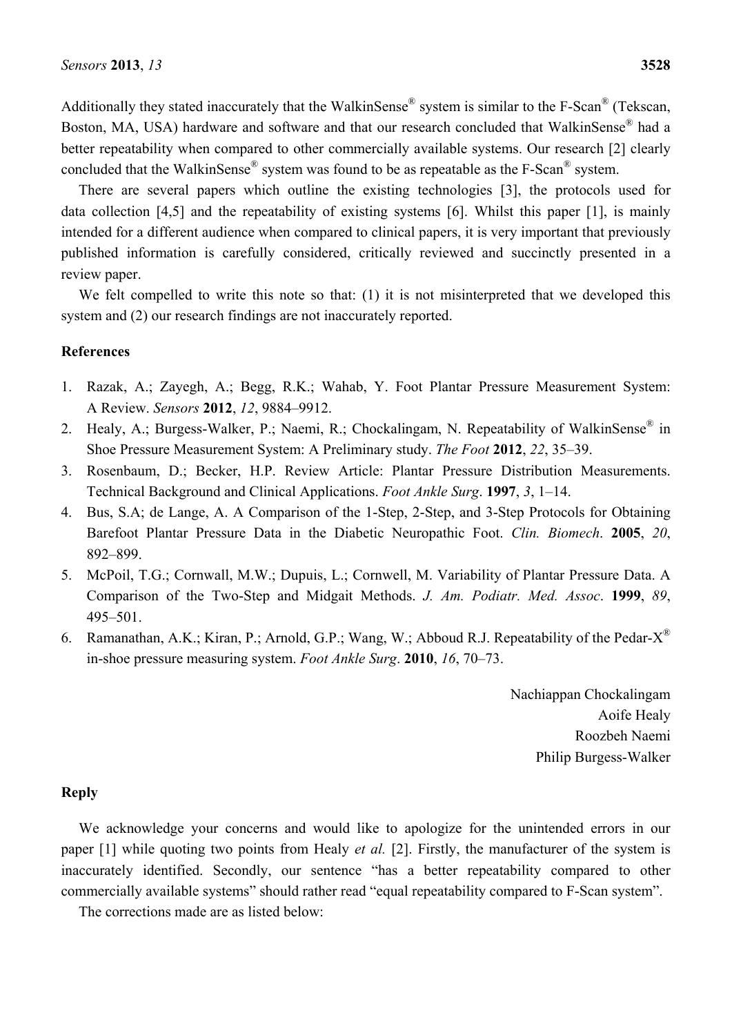Additionally they stated inaccurately that the WalkinSense® system is similar to the F-Scan® (Tekscan, Boston, MA, USA) hardware and software and that our research concluded that WalkinSense® had a better repeatability when compared to other commercially available systems. Our research [2] clearly concluded that the WalkinSense® system was found to be as repeatable as the F-Scan® system.

There are several papers which outline the existing technologies [3], the protocols used for data collection [4,5] and the repeatability of existing systems [6]. Whilst this paper [1], is mainly intended for a different audience when compared to clinical papers, it is very important that previously published information is carefully considered, critically reviewed and succinctly presented in a review paper.

We felt compelled to write this note so that: (1) it is not misinterpreted that we developed this system and (2) our research findings are not inaccurately reported.

**References**

1. Razak, A.; Zayegh, A.; Begg, R.K.; Wahab, Y. Foot Plantar Pressure Measurement System: A Review. *Sensors* **2012**, *12*, 9884–9912.
2. Healy, A.; Burgess-Walker, P.; Naemi, R.; Chockalingam, N. Repeatability of WalkinSense® in Shoe Pressure Measurement System: A Preliminary study. *The Foot* **2012**, *22*, 35–39.
3. Rosenbaum, D.; Becker, H.P. Review Article: Plantar Pressure Distribution Measurements. Technical Background and Clinical Applications. *Foot Ankle Surg*. **1997**, *3*, 1–14.
4. Bus, S.A; de Lange, A. A Comparison of the 1-Step, 2-Step, and 3-Step Protocols for Obtaining Barefoot Plantar Pressure Data in the Diabetic Neuropathic Foot. *Clin. Biomech*. **2005**, *20*, 892–899.
5. McPoil, T.G.; Cornwall, M.W.; Dupuis, L.; Cornwell, M. Variability of Plantar Pressure Data. A Comparison of the Two-Step and Midgait Methods. *J. Am. Podiatr. Med. Assoc*. **1999**, *89*, 495–501.
6. Ramanathan, A.K.; Kiran, P.; Arnold, G.P.; Wang, W.; Abboud R.J. Repeatability of the Pedar-X® in-shoe pressure measuring system. *Foot Ankle Surg*. **2010**, *16*, 70–73.

Nachiappan Chockalingam
Aoife Healy
Roozbeh Naemi
Philip Burgess-Walker

**Reply**

We acknowledge your concerns and would like to apologize for the unintended errors in our paper [1] while quoting two points from Healy *et al.* [2]. Firstly, the manufacturer of the system is inaccurately identified. Secondly, our sentence "has a better repeatability compared to other commercially available systems" should rather read "equal repeatability compared to F-Scan system".

The corrections made are as listed below: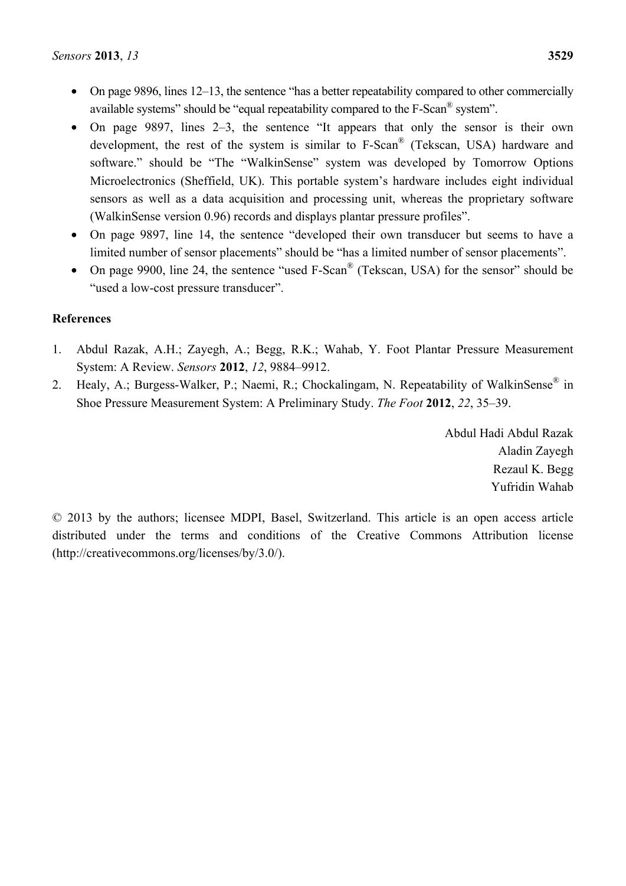- On page 9896, lines 12–13, the sentence "has a better repeatability compared to other commercially available systems" should be "equal repeatability compared to the F-Scan® system".
- On page 9897, lines 2–3, the sentence "It appears that only the sensor is their own development, the rest of the system is similar to F-Scan® (Tekscan, USA) hardware and software." should be "The "WalkinSense" system was developed by Tomorrow Options Microelectronics (Sheffield, UK). This portable system's hardware includes eight individual sensors as well as a data acquisition and processing unit, whereas the proprietary software (WalkinSense version 0.96) records and displays plantar pressure profiles".
- On page 9897, line 14, the sentence "developed their own transducer but seems to have a limited number of sensor placements" should be "has a limited number of sensor placements".
- On page 9900, line 24, the sentence "used F-Scan® (Tekscan, USA) for the sensor" should be "used a low-cost pressure transducer".

## References

1. Abdul Razak, A.H.; Zayegh, A.; Begg, R.K.; Wahab, Y. Foot Plantar Pressure Measurement System: A Review. *Sensors* **2012**, *12*, 9884–9912.
2. Healy, A.; Burgess-Walker, P.; Naemi, R.; Chockalingam, N. Repeatability of WalkinSense® in Shoe Pressure Measurement System: A Preliminary Study. *The Foot* **2012**, *22*, 35–39.

Abdul Hadi Abdul Razak
Aladin Zayegh
Rezaul K. Begg
Yufridin Wahab

© 2013 by the authors; licensee MDPI, Basel, Switzerland. This article is an open access article distributed under the terms and conditions of the Creative Commons Attribution license (http://creativecommons.org/licenses/by/3.0/).